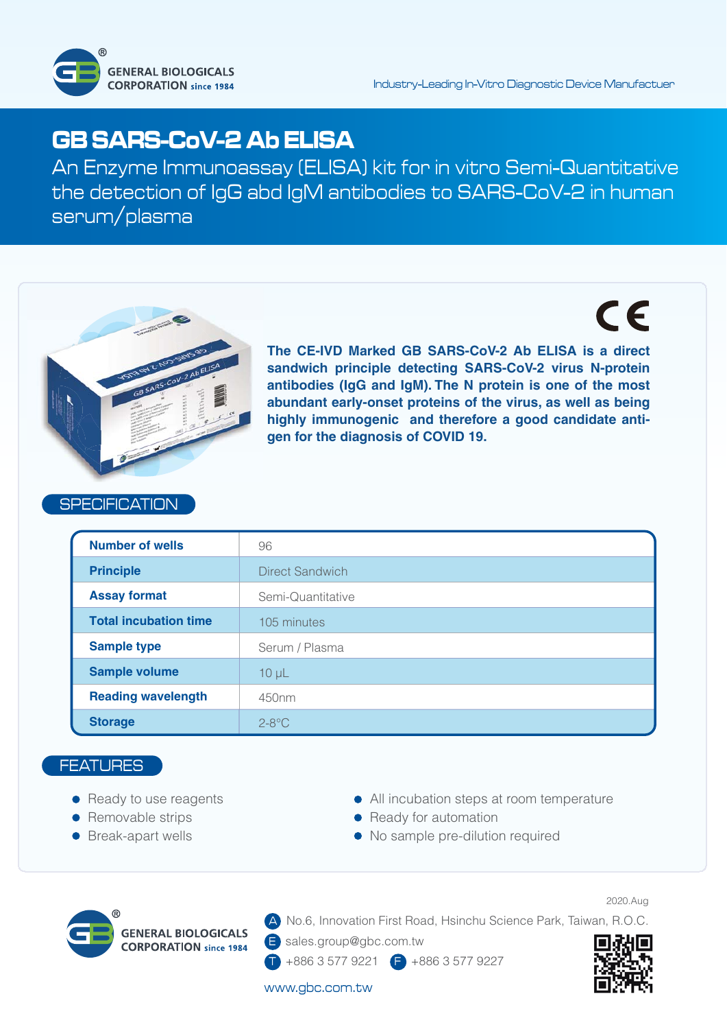GENERAL BIOLOGICALS CORPORATION since 1984

Industry-Leading In-Vitro Diagnostic Device Manufactuer

# GB SARS-CoV-2 Ab ELISA

An Enzyme Immunoassay (ELISA) kit for in vitro Semi-Quantitative the detection of IgG abd IgM antibodies to SARS-CoV-2 in human serum/plasma

CE

**The CE-IVD Marked GB SARS-CoV-2 Ab ELISA is a direct sandwich principle detecting SARS-CoV-2 virus N-protein antibodies (IgG and IgM). The N protein is one of the most abundant early-onset proteins of the virus, as well as being highly immunogenic and therefore a good candidate antigen for the diagnosis of COVID 19.**

## SPECIFICATION

| | |
|---|---|
| **Number of wells** | 96 |
| **Principle** | Direct Sandwich |
| **Assay format** | Semi-Quantitative |
| **Total incubation time** | 105 minutes |
| **Sample type** | Serum / Plasma |
| **Sample volume** | 10 μL |
| **Reading wavelength** | 450nm |
| **Storage** | 2-8°C |

## FEATURES

- Ready to use reagents
- Removable strips
- Break-apart wells
- All incubation steps at room temperature
- Ready for automation
- No sample pre-dilution required

2020.Aug

GENERAL BIOLOGICALS CORPORATION since 1984

A No.6, Innovation First Road, Hsinchu Science Park, Taiwan, R.O.C.

E sales.group@gbc.com.tw

T +886 3 577 9221 F +886 3 577 9227

www.gbc.com.tw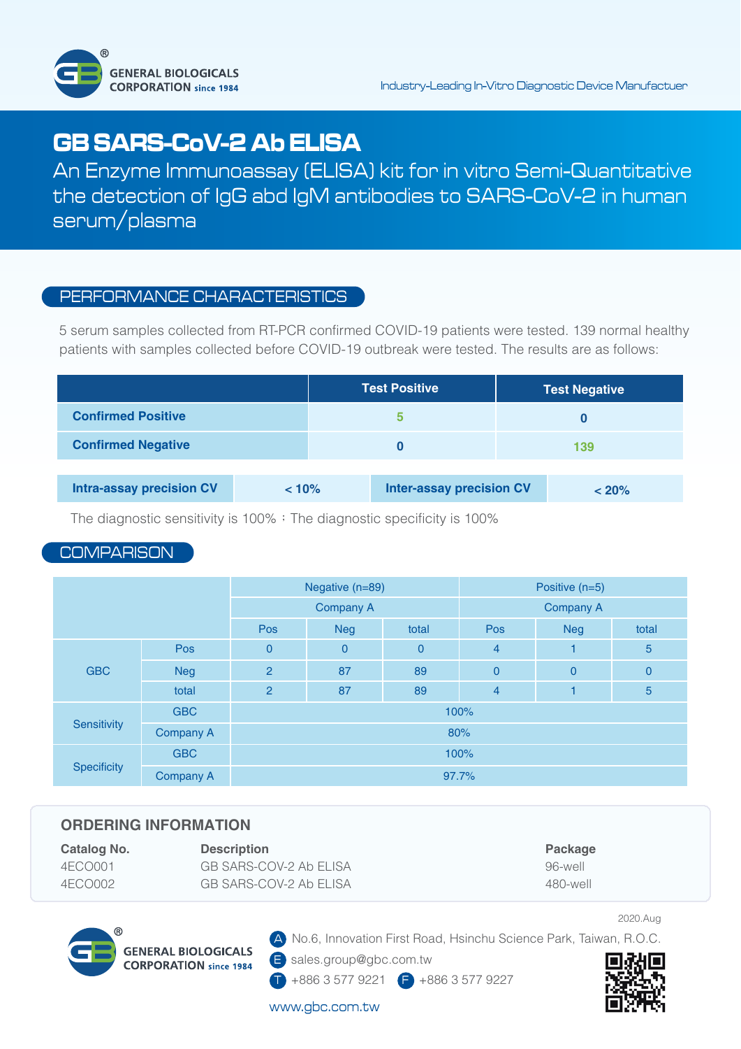GENERAL BIOLOGICALS CORPORATION since 1984

Industry-Leading In-Vitro Diagnostic Device Manufactuer

# GB SARS-CoV-2 Ab ELISA

An Enzyme Immunoassay (ELISA) kit for in vitro Semi-Quantitative the detection of IgG abd IgM antibodies to SARS-CoV-2 in human serum/plasma

## PERFORMANCE CHARACTERISTICS

5 serum samples collected from RT-PCR confirmed COVID-19 patients were tested. 139 normal healthy patients with samples collected before COVID-19 outbreak were tested. The results are as follows:

| | Test Positive | Test Negative |
|---|---|---|
| **Confirmed Positive** | 5 | 0 |
| **Confirmed Negative** | 0 | 139 |

| | | | |
|---|---|---|---|
| **Intra-assay precision CV** | < 10% | **Inter-assay precision CV** | < 20% |

The diagnostic sensitivity is 100%；The diagnostic specificity is 100%

## COMPARISON

| | | Negative (n=89) | | | Positive (n=5) | | |
|---|---|---|---|---|---|---|---|
| | | Company A | | | Company A | | |
| | | Pos | Neg | total | Pos | Neg | total |
| GBC | Pos | 0 | 0 | 0 | 4 | 1 | 5 |
| | Neg | 2 | 87 | 89 | 0 | 0 | 0 |
| | total | 2 | 87 | 89 | 4 | 1 | 5 |
| Sensitivity | GBC | 100% | | | | | |
| | Company A | 80% | | | | | |
| Specificity | GBC | 100% | | | | | |
| | Company A | 97.7% | | | | | |

## ORDERING INFORMATION

| Catalog No. | Description | Package |
|---|---|---|
| 4ECO001 | GB SARS-COV-2 Ab ELISA | 96-well |
| 4ECO002 | GB SARS-COV-2 Ab ELISA | 480-well |

2020.Aug

GENERAL BIOLOGICALS CORPORATION since 1984

A No.6, Innovation First Road, Hsinchu Science Park, Taiwan, R.O.C.

E sales.group@gbc.com.tw

T +886 3 577 9221 F +886 3 577 9227

www.gbc.com.tw